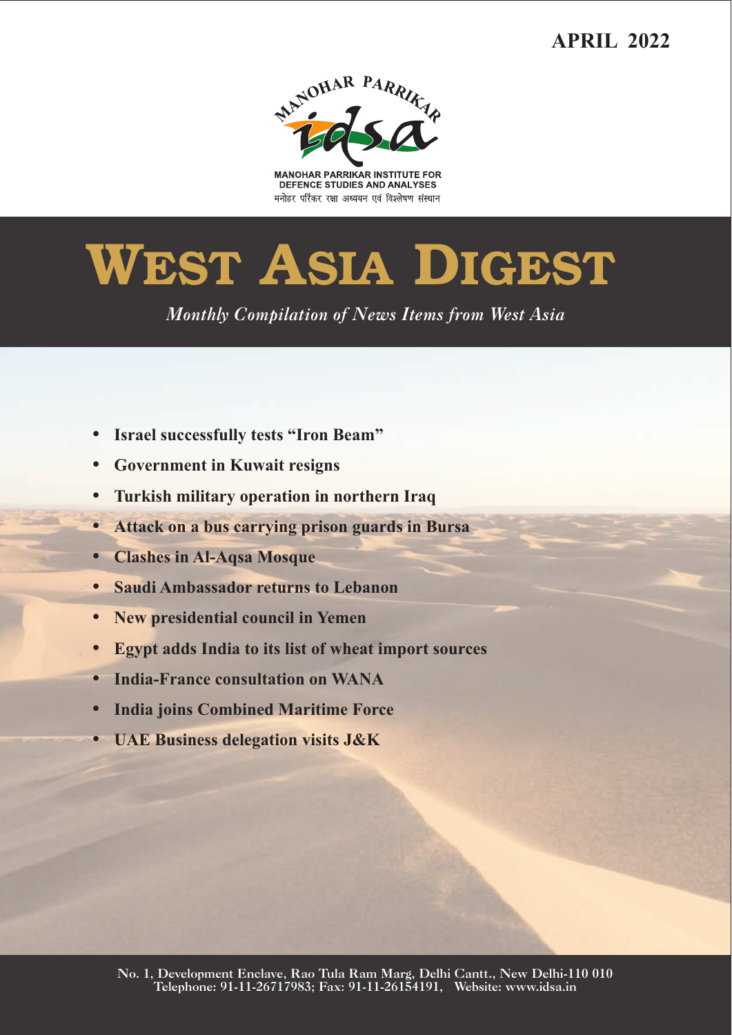**APRIL 2022**

MANOHAR PARRIKAR

idsa

MANOHAR PARRIKAR INSTITUTE FOR DEFENCE STUDIES AND ANALYSES

मनोहर परिकर रक्षा अध्ययन एवं विश्लेषण संस्थान

# WEST ASIA DIGEST

*Monthly Compilation of News Items from West Asia*

- **Israel successfully tests "Iron Beam"**
- **Government in Kuwait resigns**
- **Turkish military operation in northern Iraq**
- **Attack on a bus carrying prison guards in Bursa**
- **Clashes in Al-Aqsa Mosque**
- **Saudi Ambassador returns to Lebanon**
- **New presidential council in Yemen**
- **Egypt adds India to its list of wheat import sources**
- **India-France consultation on WANA**
- **India joins Combined Maritime Force**
- **UAE Business delegation visits J&K**

No. 1, Development Enclave, Rao Tula Ram Marg, Delhi Cantt., New Delhi-110 010
Telephone: 91-11-26717983; Fax: 91-11-26154191, Website: www.idsa.in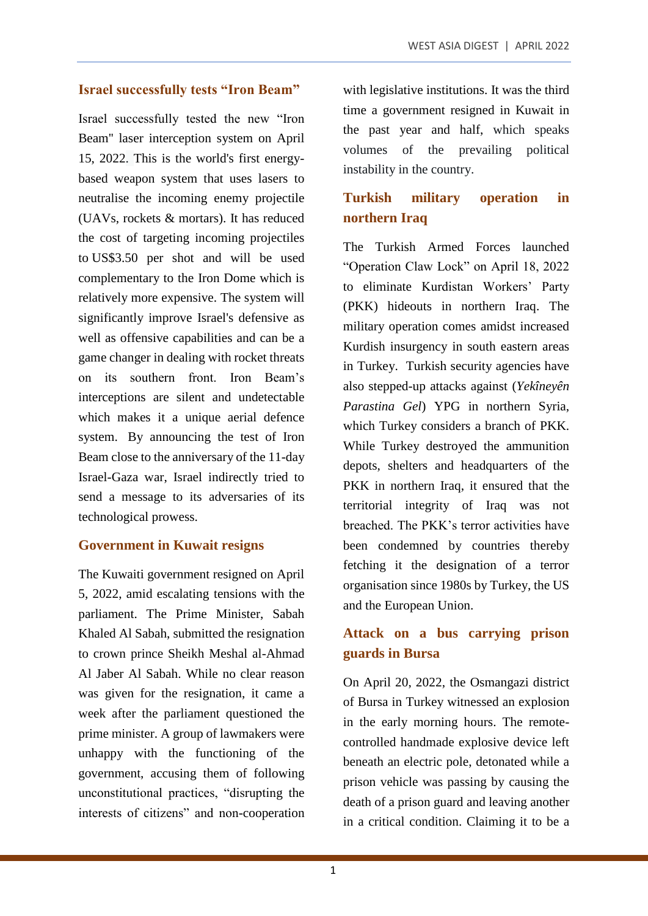## Israel successfully tests "Iron Beam"

Israel successfully tested the new "Iron Beam" laser interception system on April 15, 2022. This is the world's first energy-based weapon system that uses lasers to neutralise the incoming enemy projectile (UAVs, rockets & mortars). It has reduced the cost of targeting incoming projectiles to US$3.50 per shot and will be used complementary to the Iron Dome which is relatively more expensive. The system will significantly improve Israel's defensive as well as offensive capabilities and can be a game changer in dealing with rocket threats on its southern front. Iron Beam's interceptions are silent and undetectable which makes it a unique aerial defence system. By announcing the test of Iron Beam close to the anniversary of the 11-day Israel-Gaza war, Israel indirectly tried to send a message to its adversaries of its technological prowess.

## Government in Kuwait resigns

The Kuwaiti government resigned on April 5, 2022, amid escalating tensions with the parliament. The Prime Minister, Sabah Khaled Al Sabah, submitted the resignation to crown prince Sheikh Meshal al-Ahmad Al Jaber Al Sabah. While no clear reason was given for the resignation, it came a week after the parliament questioned the prime minister. A group of lawmakers were unhappy with the functioning of the government, accusing them of following unconstitutional practices, "disrupting the interests of citizens" and non-cooperation with legislative institutions. It was the third time a government resigned in Kuwait in the past year and half, which speaks volumes of the prevailing political instability in the country.

## Turkish military operation in northern Iraq

The Turkish Armed Forces launched "Operation Claw Lock" on April 18, 2022 to eliminate Kurdistan Workers' Party (PKK) hideouts in northern Iraq. The military operation comes amidst increased Kurdish insurgency in south eastern areas in Turkey. Turkish security agencies have also stepped-up attacks against (*Yekîneyên Parastina Gel*) YPG in northern Syria, which Turkey considers a branch of PKK. While Turkey destroyed the ammunition depots, shelters and headquarters of the PKK in northern Iraq, it ensured that the territorial integrity of Iraq was not breached. The PKK's terror activities have been condemned by countries thereby fetching it the designation of a terror organisation since 1980s by Turkey, the US and the European Union.

## Attack on a bus carrying prison guards in Bursa

On April 20, 2022, the Osmangazi district of Bursa in Turkey witnessed an explosion in the early morning hours. The remote-controlled handmade explosive device left beneath an electric pole, detonated while a prison vehicle was passing by causing the death of a prison guard and leaving another in a critical condition. Claiming it to be a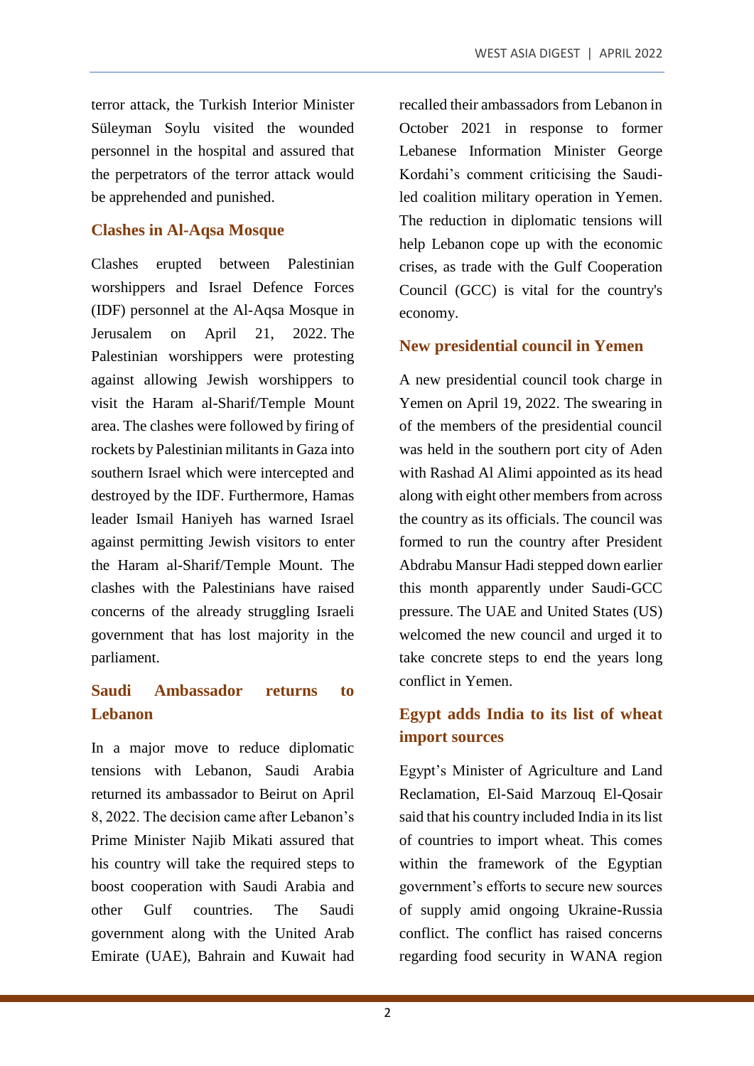terror attack, the Turkish Interior Minister Süleyman Soylu visited the wounded personnel in the hospital and assured that the perpetrators of the terror attack would be apprehended and punished.

## Clashes in Al-Aqsa Mosque

Clashes erupted between Palestinian worshippers and Israel Defence Forces (IDF) personnel at the Al-Aqsa Mosque in Jerusalem on April 21, 2022. The Palestinian worshippers were protesting against allowing Jewish worshippers to visit the Haram al-Sharif/Temple Mount area. The clashes were followed by firing of rockets by Palestinian militants in Gaza into southern Israel which were intercepted and destroyed by the IDF. Furthermore, Hamas leader Ismail Haniyeh has warned Israel against permitting Jewish visitors to enter the Haram al-Sharif/Temple Mount. The clashes with the Palestinians have raised concerns of the already struggling Israeli government that has lost majority in the parliament.

## Saudi Ambassador returns to Lebanon

In a major move to reduce diplomatic tensions with Lebanon, Saudi Arabia returned its ambassador to Beirut on April 8, 2022. The decision came after Lebanon's Prime Minister Najib Mikati assured that his country will take the required steps to boost cooperation with Saudi Arabia and other Gulf countries. The Saudi government along with the United Arab Emirate (UAE), Bahrain and Kuwait had recalled their ambassadors from Lebanon in October 2021 in response to former Lebanese Information Minister George Kordahi's comment criticising the Saudi-led coalition military operation in Yemen. The reduction in diplomatic tensions will help Lebanon cope up with the economic crises, as trade with the Gulf Cooperation Council (GCC) is vital for the country's economy.

## New presidential council in Yemen

A new presidential council took charge in Yemen on April 19, 2022. The swearing in of the members of the presidential council was held in the southern port city of Aden with Rashad Al Alimi appointed as its head along with eight other members from across the country as its officials. The council was formed to run the country after President Abdrabu Mansur Hadi stepped down earlier this month apparently under Saudi-GCC pressure. The UAE and United States (US) welcomed the new council and urged it to take concrete steps to end the years long conflict in Yemen.

## Egypt adds India to its list of wheat import sources

Egypt's Minister of Agriculture and Land Reclamation, El-Said Marzouq El-Qosair said that his country included India in its list of countries to import wheat. This comes within the framework of the Egyptian government's efforts to secure new sources of supply amid ongoing Ukraine-Russia conflict. The conflict has raised concerns regarding food security in WANA region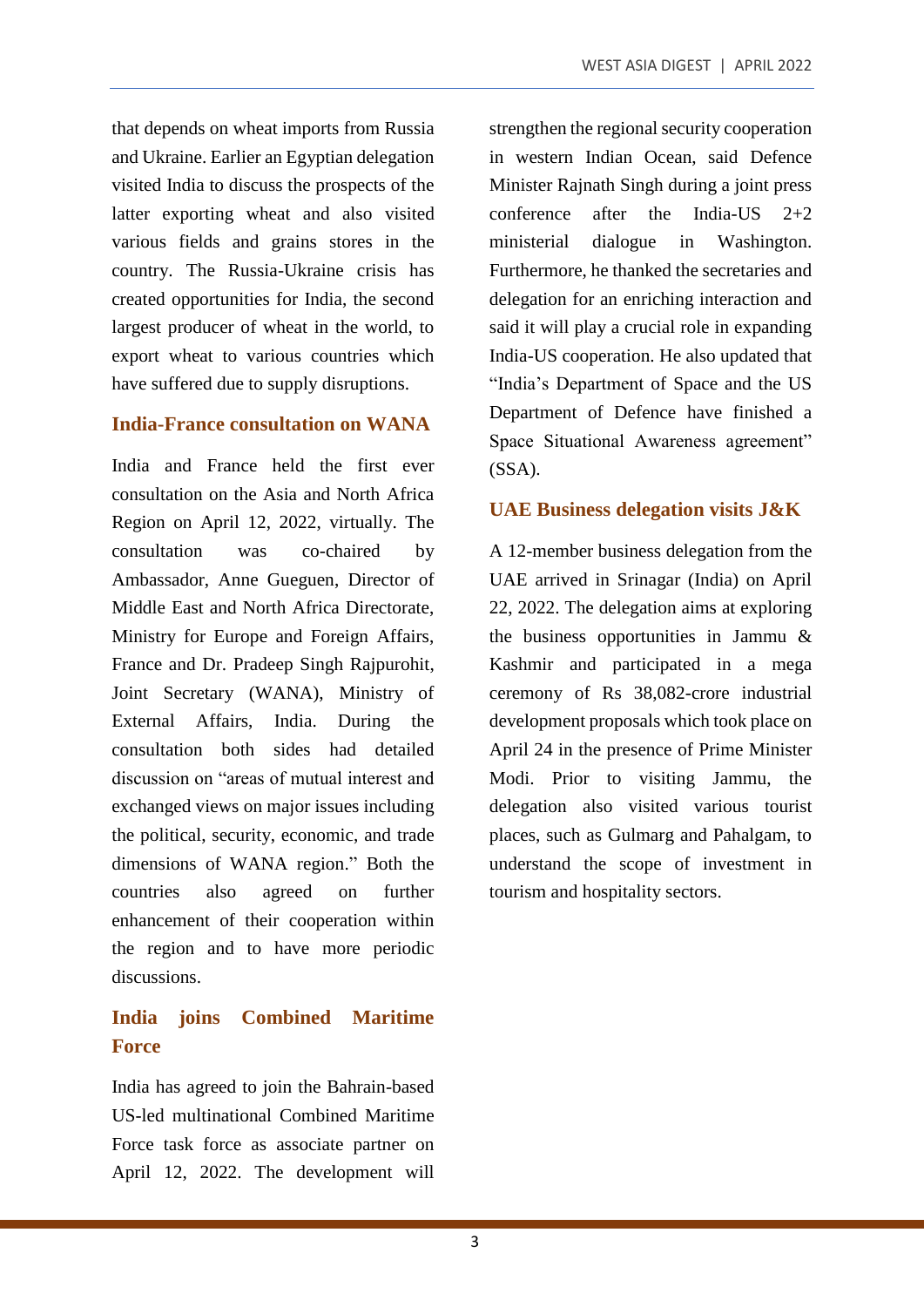that depends on wheat imports from Russia and Ukraine. Earlier an Egyptian delegation visited India to discuss the prospects of the latter exporting wheat and also visited various fields and grains stores in the country. The Russia-Ukraine crisis has created opportunities for India, the second largest producer of wheat in the world, to export wheat to various countries which have suffered due to supply disruptions.

### India-France consultation on WANA

India and France held the first ever consultation on the Asia and North Africa Region on April 12, 2022, virtually. The consultation was co-chaired by Ambassador, Anne Gueguen, Director of Middle East and North Africa Directorate, Ministry for Europe and Foreign Affairs, France and Dr. Pradeep Singh Rajpurohit, Joint Secretary (WANA), Ministry of External Affairs, India. During the consultation both sides had detailed discussion on "areas of mutual interest and exchanged views on major issues including the political, security, economic, and trade dimensions of WANA region." Both the countries also agreed on further enhancement of their cooperation within the region and to have more periodic discussions.

### India joins Combined Maritime Force

India has agreed to join the Bahrain-based US-led multinational Combined Maritime Force task force as associate partner on April 12, 2022. The development will strengthen the regional security cooperation in western Indian Ocean, said Defence Minister Rajnath Singh during a joint press conference after the India-US 2+2 ministerial dialogue in Washington. Furthermore, he thanked the secretaries and delegation for an enriching interaction and said it will play a crucial role in expanding India-US cooperation. He also updated that "India's Department of Space and the US Department of Defence have finished a Space Situational Awareness agreement" (SSA).

### UAE Business delegation visits J&K

A 12-member business delegation from the UAE arrived in Srinagar (India) on April 22, 2022. The delegation aims at exploring the business opportunities in Jammu & Kashmir and participated in a mega ceremony of Rs 38,082-crore industrial development proposals which took place on April 24 in the presence of Prime Minister Modi. Prior to visiting Jammu, the delegation also visited various tourist places, such as Gulmarg and Pahalgam, to understand the scope of investment in tourism and hospitality sectors.